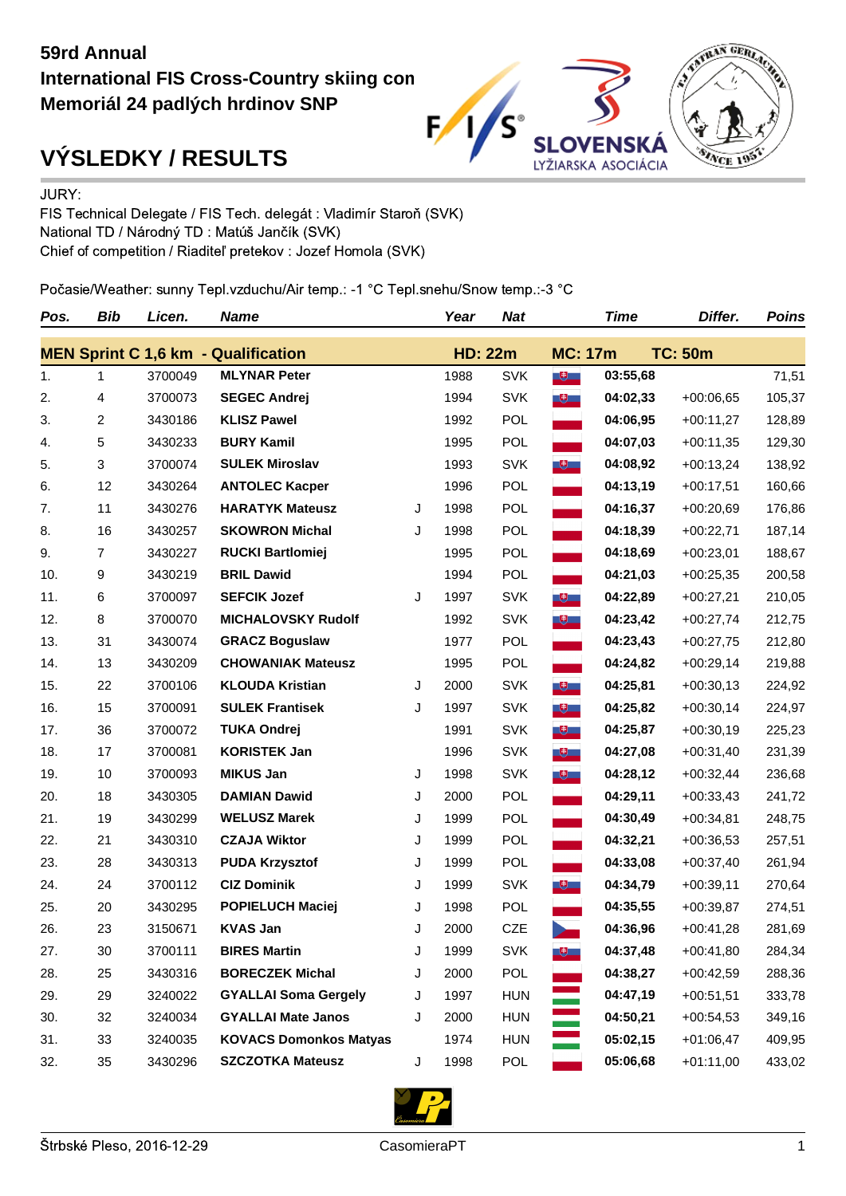59rd Annual
International FIS Cross-Country skiing con
Memoriál 24 padlých hrdinov SNP

# VÝSLEDKY / RESULTS

JURY:
FIS Technical Delegate / FIS Tech. delegát : Vladimír Staroň (SVK)
National TD / Národný TD : Matúš Jančík (SVK)
Chief of competition / Riaditeľ pretekov : Jozef Homola (SVK)

Počasie/Weather: sunny Tepl.vzduchu/Air temp.: -1 °C Tepl.snehu/Snow temp.:-3 °C

**MEN Sprint C 1,6 km - Qualification** HD: 22m MC: 17m TC: 50m

| Pos. | Bib | Licen. | Name | | Year | Nat | Time | Differ. | Poins |
|---|---|---|---|---|---|---|---|---|---|
| 1. | 1 | 3700049 | MLYNAR Peter | | 1988 | SVK | 03:55,68 | | 71,51 |
| 2. | 4 | 3700073 | SEGEC Andrej | | 1994 | SVK | 04:02,33 | +00:06,65 | 105,37 |
| 3. | 2 | 3430186 | KLISZ Pawel | | 1992 | POL | 04:06,95 | +00:11,27 | 128,89 |
| 4. | 5 | 3430233 | BURY Kamil | | 1995 | POL | 04:07,03 | +00:11,35 | 129,30 |
| 5. | 3 | 3700074 | SULEK Miroslav | | 1993 | SVK | 04:08,92 | +00:13,24 | 138,92 |
| 6. | 12 | 3430264 | ANTOLEC Kacper | | 1996 | POL | 04:13,19 | +00:17,51 | 160,66 |
| 7. | 11 | 3430276 | HARATYK Mateusz | J | 1998 | POL | 04:16,37 | +00:20,69 | 176,86 |
| 8. | 16 | 3430257 | SKOWRON Michal | J | 1998 | POL | 04:18,39 | +00:22,71 | 187,14 |
| 9. | 7 | 3430227 | RUCKI Bartlomiej | | 1995 | POL | 04:18,69 | +00:23,01 | 188,67 |
| 10. | 9 | 3430219 | BRIL Dawid | | 1994 | POL | 04:21,03 | +00:25,35 | 200,58 |
| 11. | 6 | 3700097 | SEFCIK Jozef | J | 1997 | SVK | 04:22,89 | +00:27,21 | 210,05 |
| 12. | 8 | 3700070 | MICHALOVSKY Rudolf | | 1992 | SVK | 04:23,42 | +00:27,74 | 212,75 |
| 13. | 31 | 3430074 | GRACZ Boguslaw | | 1977 | POL | 04:23,43 | +00:27,75 | 212,80 |
| 14. | 13 | 3430209 | CHOWANIAK Mateusz | | 1995 | POL | 04:24,82 | +00:29,14 | 219,88 |
| 15. | 22 | 3700106 | KLOUDA Kristian | J | 2000 | SVK | 04:25,81 | +00:30,13 | 224,92 |
| 16. | 15 | 3700091 | SULEK Frantisek | J | 1997 | SVK | 04:25,82 | +00:30,14 | 224,97 |
| 17. | 36 | 3700072 | TUKA Ondrej | | 1991 | SVK | 04:25,87 | +00:30,19 | 225,23 |
| 18. | 17 | 3700081 | KORISTEK Jan | | 1996 | SVK | 04:27,08 | +00:31,40 | 231,39 |
| 19. | 10 | 3700093 | MIKUS Jan | J | 1998 | SVK | 04:28,12 | +00:32,44 | 236,68 |
| 20. | 18 | 3430305 | DAMIAN Dawid | J | 2000 | POL | 04:29,11 | +00:33,43 | 241,72 |
| 21. | 19 | 3430299 | WELUSZ Marek | J | 1999 | POL | 04:30,49 | +00:34,81 | 248,75 |
| 22. | 21 | 3430310 | CZAJA Wiktor | J | 1999 | POL | 04:32,21 | +00:36,53 | 257,51 |
| 23. | 28 | 3430313 | PUDA Krzysztof | J | 1999 | POL | 04:33,08 | +00:37,40 | 261,94 |
| 24. | 24 | 3700112 | CIZ Dominik | J | 1999 | SVK | 04:34,79 | +00:39,11 | 270,64 |
| 25. | 20 | 3430295 | POPIELUCH Maciej | J | 1998 | POL | 04:35,55 | +00:39,87 | 274,51 |
| 26. | 23 | 3150671 | KVAS Jan | J | 2000 | CZE | 04:36,96 | +00:41,28 | 281,69 |
| 27. | 30 | 3700111 | BIRES Martin | J | 1999 | SVK | 04:37,48 | +00:41,80 | 284,34 |
| 28. | 25 | 3430316 | BORECZEK Michal | J | 2000 | POL | 04:38,27 | +00:42,59 | 288,36 |
| 29. | 29 | 3240022 | GYALLAI Soma Gergely | J | 1997 | HUN | 04:47,19 | +00:51,51 | 333,78 |
| 30. | 32 | 3240034 | GYALLAI Mate Janos | J | 2000 | HUN | 04:50,21 | +00:54,53 | 349,16 |
| 31. | 33 | 3240035 | KOVACS Domonkos Matyas | | 1974 | HUN | 05:02,15 | +01:06,47 | 409,95 |
| 32. | 35 | 3430296 | SZCZOTKA Mateusz | J | 1998 | POL | 05:06,68 | +01:11,00 | 433,02 |

Štrbské Pleso, 2016-12-29 CasomieraPT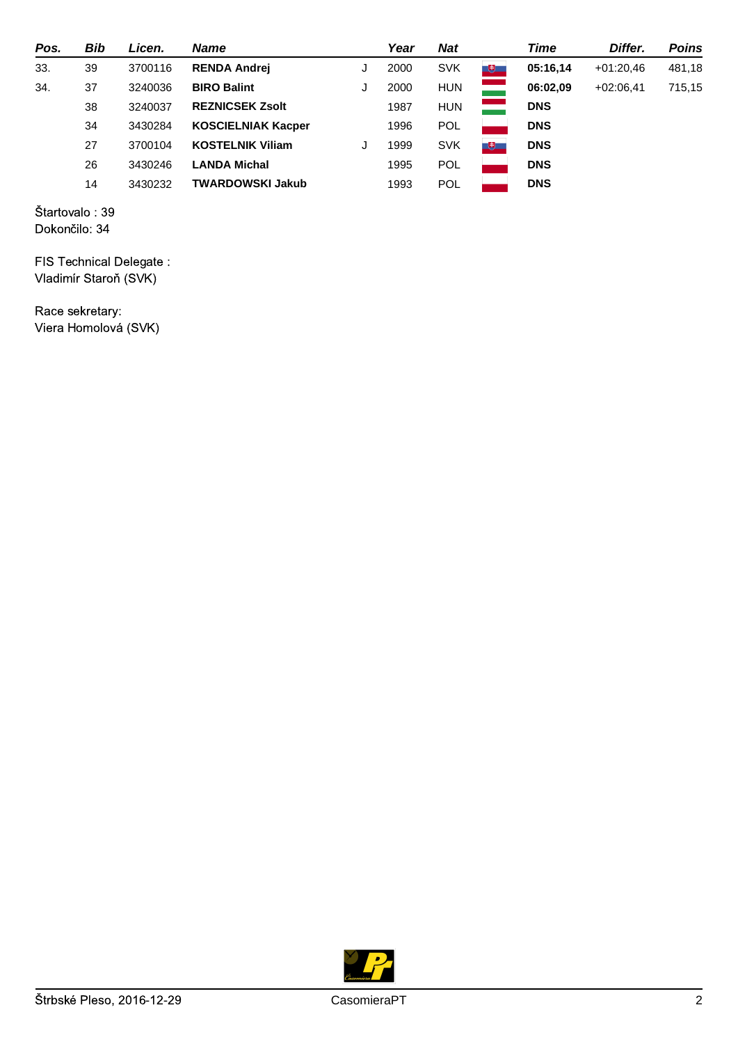| Pos. | Bib | Licen. | Name | | Year | Nat | | Time | Differ. | Poins |
|---|---|---|---|---|---|---|---|---|---|---|
| 33. | 39 | 3700116 | **RENDA Andrej** | J | 2000 | SVK | | **05:16,14** | +01:20,46 | 481,18 |
| 34. | 37 | 3240036 | **BIRO Balint** | J | 2000 | HUN | | **06:02,09** | +02:06,41 | 715,15 |
| | 38 | 3240037 | **REZNICSEK Zsolt** | | 1987 | HUN | | **DNS** | | |
| | 34 | 3430284 | **KOSCIELNIAK Kacper** | | 1996 | POL | | **DNS** | | |
| | 27 | 3700104 | **KOSTELNIK Viliam** | J | 1999 | SVK | | **DNS** | | |
| | 26 | 3430246 | **LANDA Michal** | | 1995 | POL | | **DNS** | | |
| | 14 | 3430232 | **TWARDOWSKI Jakub** | | 1993 | POL | | **DNS** | | |

Štartovalo : 39
Dokončilo: 34

FIS Technical Delegate :
Vladimír Staroň (SVK)

Race sekretary:
Viera Homolová (SVK)

Štrbské Pleso, 2016-12-29 CasomieraPT